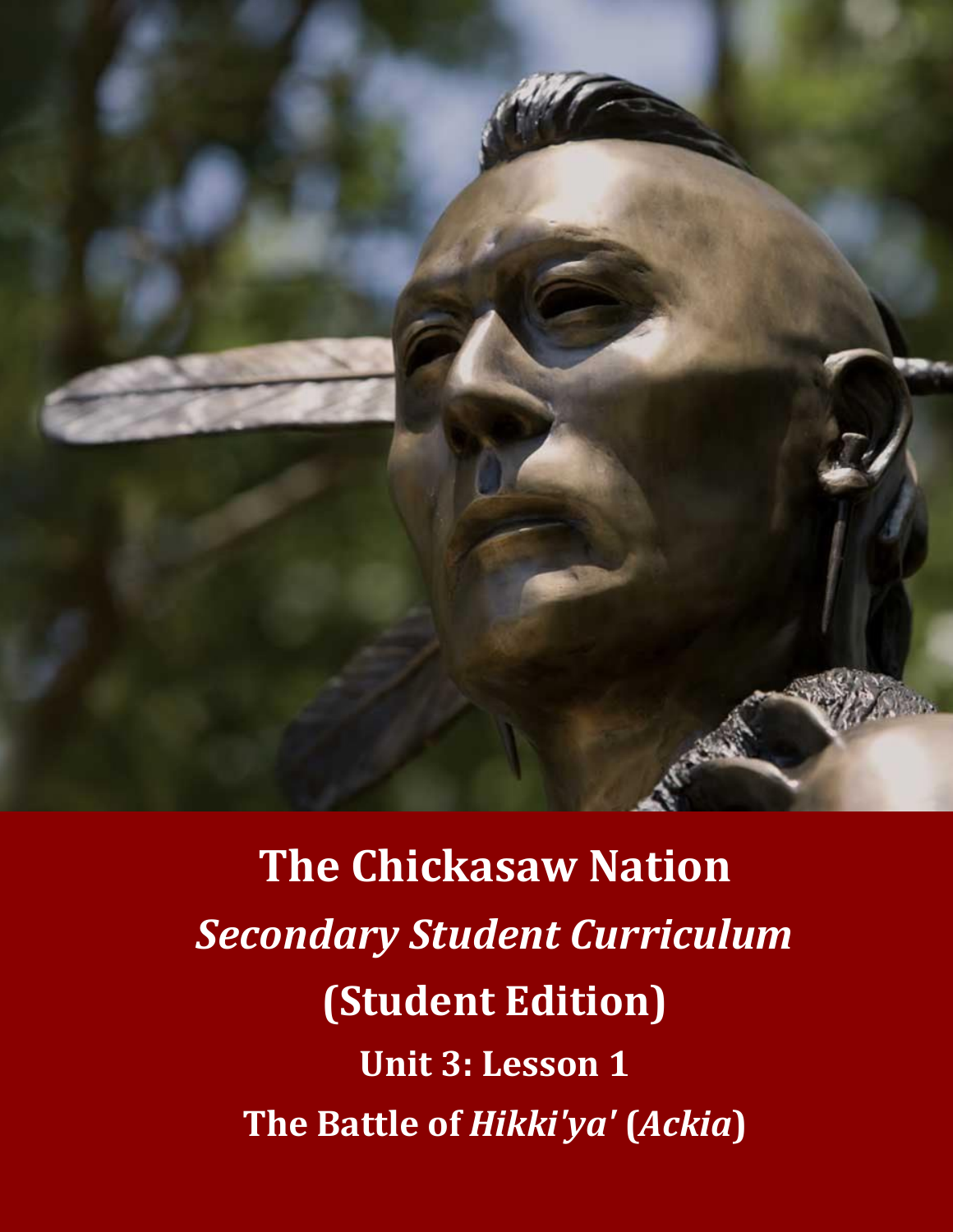# The Chickasaw Nation

***Secondary Student Curriculum***

**(Student Edition)**

**Unit 3: Lesson 1**

**The Battle of *Hikki'ya'* (*Ackia*)**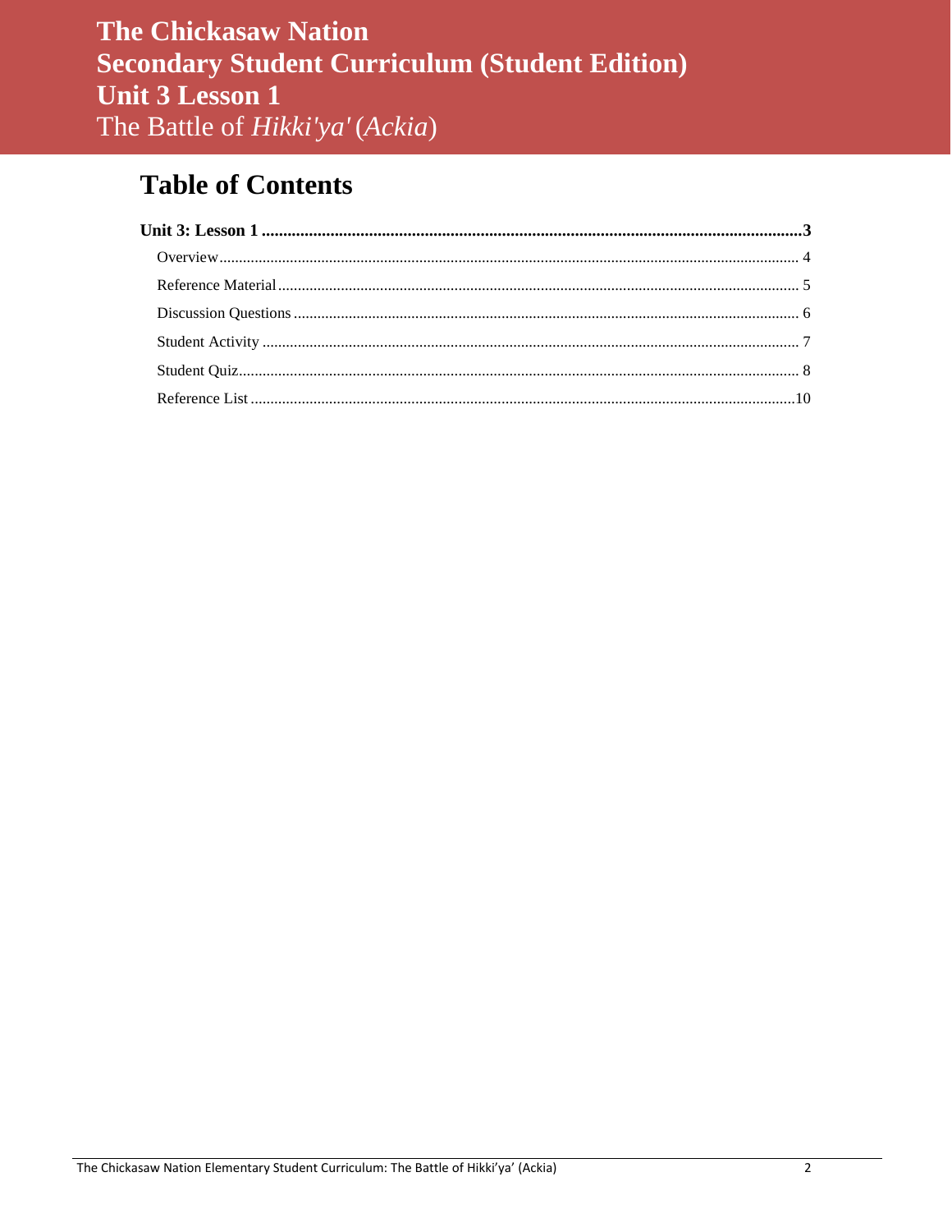# The Chickasaw Nation
# Secondary Student Curriculum (Student Edition)
# Unit 3 Lesson 1
# The Battle of *Hikki'ya'* (*Ackia*)

## Table of Contents

**Unit 3: Lesson 1 .......... 3**

- Overview .......... 4
- Reference Material .......... 5
- Discussion Questions .......... 6
- Student Activity .......... 7
- Student Quiz .......... 8
- Reference List .......... 10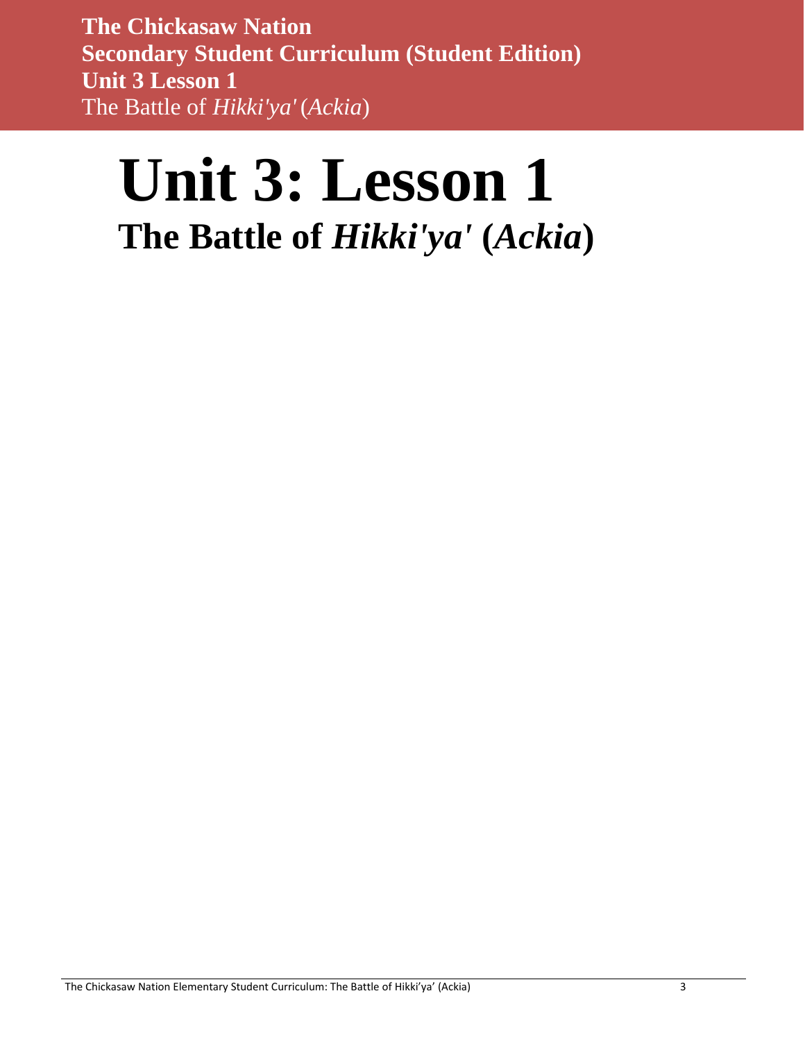# Unit 3: Lesson 1

## The Battle of *Hikki'ya'* (*Ackia*)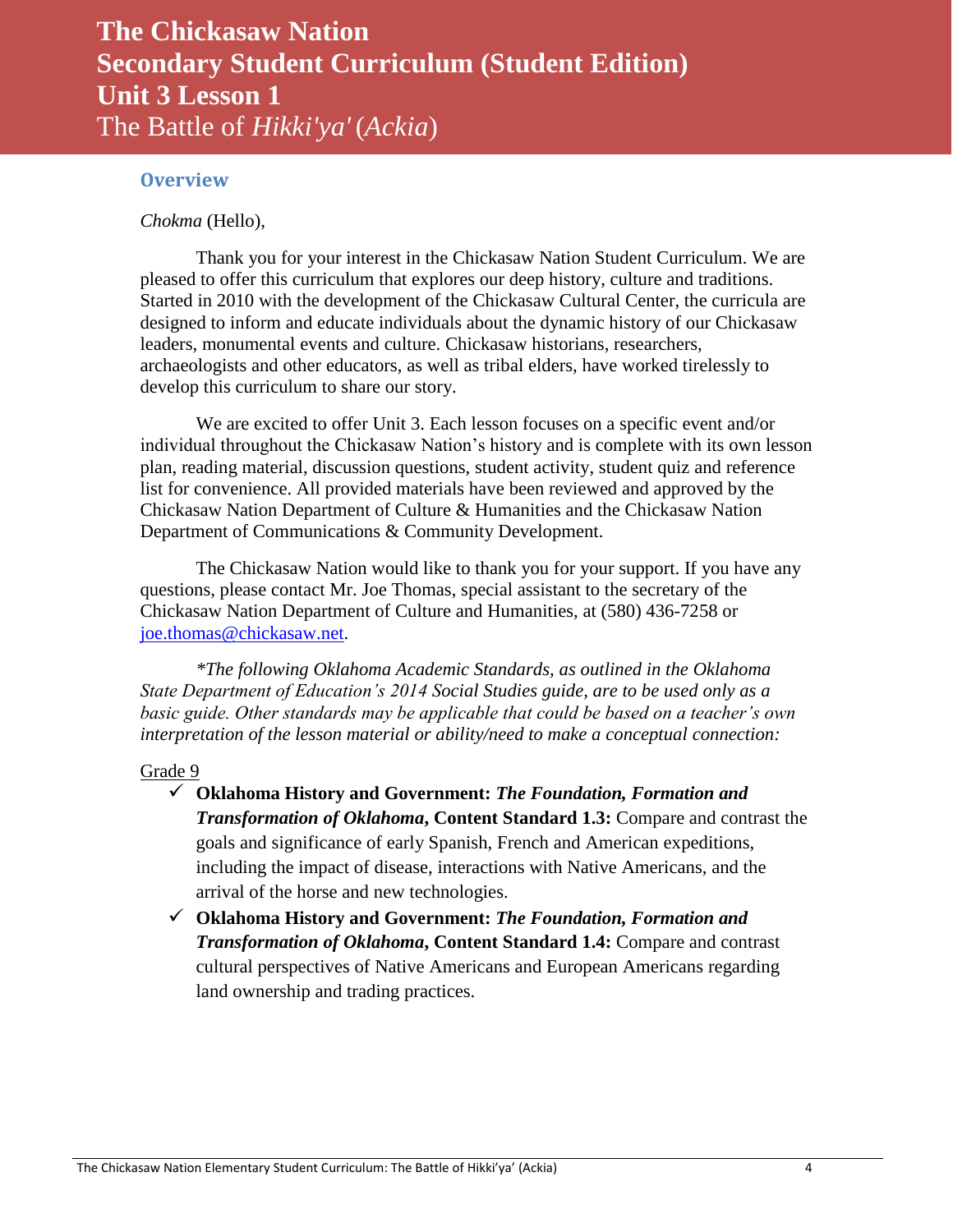# The Chickasaw Nation
# Secondary Student Curriculum (Student Edition)
# Unit 3 Lesson 1
# The Battle of *Hikki'ya'* (*Ackia*)

## Overview

*Chokma* (Hello),

Thank you for your interest in the Chickasaw Nation Student Curriculum. We are pleased to offer this curriculum that explores our deep history, culture and traditions. Started in 2010 with the development of the Chickasaw Cultural Center, the curricula are designed to inform and educate individuals about the dynamic history of our Chickasaw leaders, monumental events and culture. Chickasaw historians, researchers, archaeologists and other educators, as well as tribal elders, have worked tirelessly to develop this curriculum to share our story.

We are excited to offer Unit 3. Each lesson focuses on a specific event and/or individual throughout the Chickasaw Nation's history and is complete with its own lesson plan, reading material, discussion questions, student activity, student quiz and reference list for convenience. All provided materials have been reviewed and approved by the Chickasaw Nation Department of Culture & Humanities and the Chickasaw Nation Department of Communications & Community Development.

The Chickasaw Nation would like to thank you for your support. If you have any questions, please contact Mr. Joe Thomas, special assistant to the secretary of the Chickasaw Nation Department of Culture and Humanities, at (580) 436-7258 or joe.thomas@chickasaw.net.

*\*The following Oklahoma Academic Standards, as outlined in the Oklahoma State Department of Education's 2014 Social Studies guide, are to be used only as a basic guide. Other standards may be applicable that could be based on a teacher's own interpretation of the lesson material or ability/need to make a conceptual connection:*

Grade 9

- ✓ **Oklahoma History and Government:** ***The Foundation, Formation and Transformation of Oklahoma*, Content Standard 1.3:** Compare and contrast the goals and significance of early Spanish, French and American expeditions, including the impact of disease, interactions with Native Americans, and the arrival of the horse and new technologies.
- ✓ **Oklahoma History and Government:** ***The Foundation, Formation and Transformation of Oklahoma*, Content Standard 1.4:** Compare and contrast cultural perspectives of Native Americans and European Americans regarding land ownership and trading practices.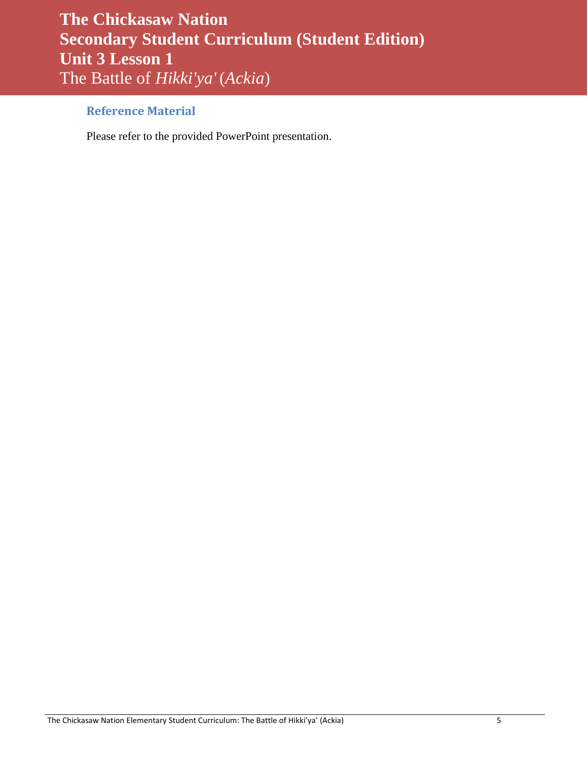# The Chickasaw Nation
# Secondary Student Curriculum (Student Edition)
# Unit 3 Lesson 1
## The Battle of *Hikki'ya'* (*Ackia*)

### Reference Material

Please refer to the provided PowerPoint presentation.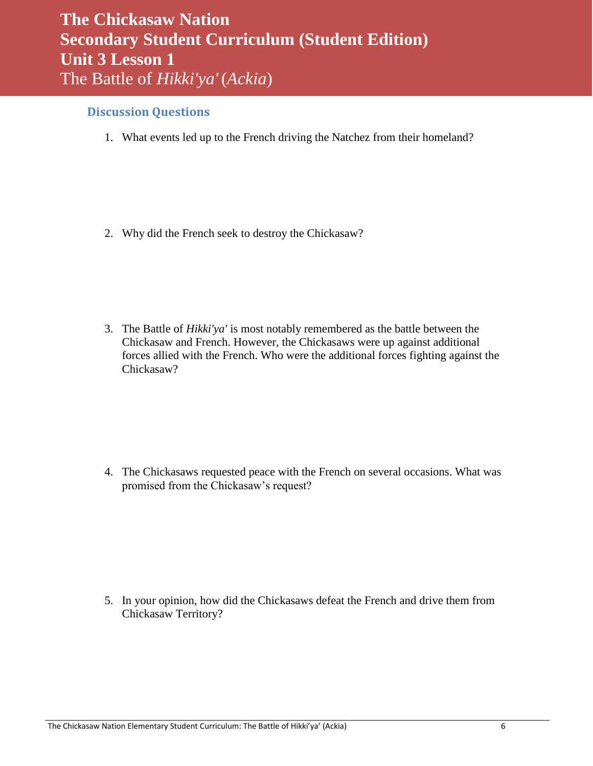# The Chickasaw Nation
# Secondary Student Curriculum (Student Edition)
# Unit 3 Lesson 1
# The Battle of *Hikki'ya'* (*Ackia*)

## Discussion Questions

1. What events led up to the French driving the Natchez from their homeland?

2. Why did the French seek to destroy the Chickasaw?

3. The Battle of *Hikki'ya'* is most notably remembered as the battle between the Chickasaw and French. However, the Chickasaws were up against additional forces allied with the French. Who were the additional forces fighting against the Chickasaw?

4. The Chickasaws requested peace with the French on several occasions. What was promised from the Chickasaw's request?

5. In your opinion, how did the Chickasaws defeat the French and drive them from Chickasaw Territory?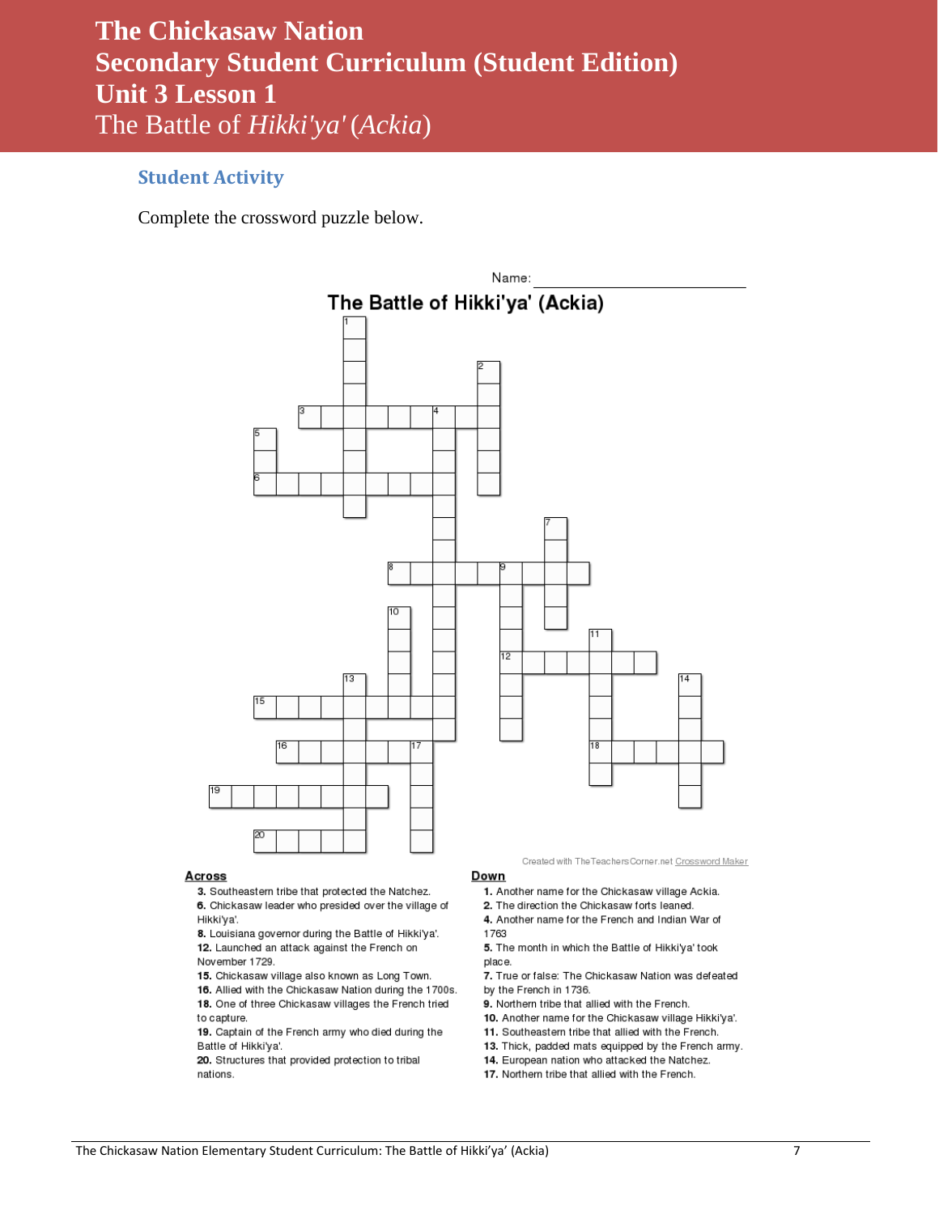# The Chickasaw Nation
# Secondary Student Curriculum (Student Edition)
# Unit 3 Lesson 1
# The Battle of *Hikki'ya'* (*Ackia*)

## Student Activity

Complete the crossword puzzle below.

Name: ____________________

**The Battle of Hikki'ya' (Ackia)**

Created with TheTeachersCorner.net Crossword Maker

**Across**

**3.** Southeastern tribe that protected the Natchez.
**6.** Chickasaw leader who presided over the village of Hikki'ya'.
**8.** Louisiana governor during the Battle of Hikki'ya'.
**12.** Launched an attack against the French on November 1729.
**15.** Chickasaw village also known as Long Town.
**16.** Allied with the Chickasaw Nation during the 1700s.
**18.** One of three Chickasaw villages the French tried to capture.
**19.** Captain of the French army who died during the Battle of Hikki'ya'.
**20.** Structures that provided protection to tribal nations.

**Down**

**1.** Another name for the Chickasaw village Ackia.
**2.** The direction the Chickasaw forts leaned.
**4.** Another name for the French and Indian War of 1763
**5.** The month in which the Battle of Hikki'ya' took place.
**7.** True or false: The Chickasaw Nation was defeated by the French in 1736.
**9.** Northern tribe that allied with the French.
**10.** Another name for the Chickasaw village Hikki'ya'.
**11.** Southeastern tribe that allied with the French.
**13.** Thick, padded mats equipped by the French army.
**14.** European nation who attacked the Natchez.
**17.** Northern tribe that allied with the French.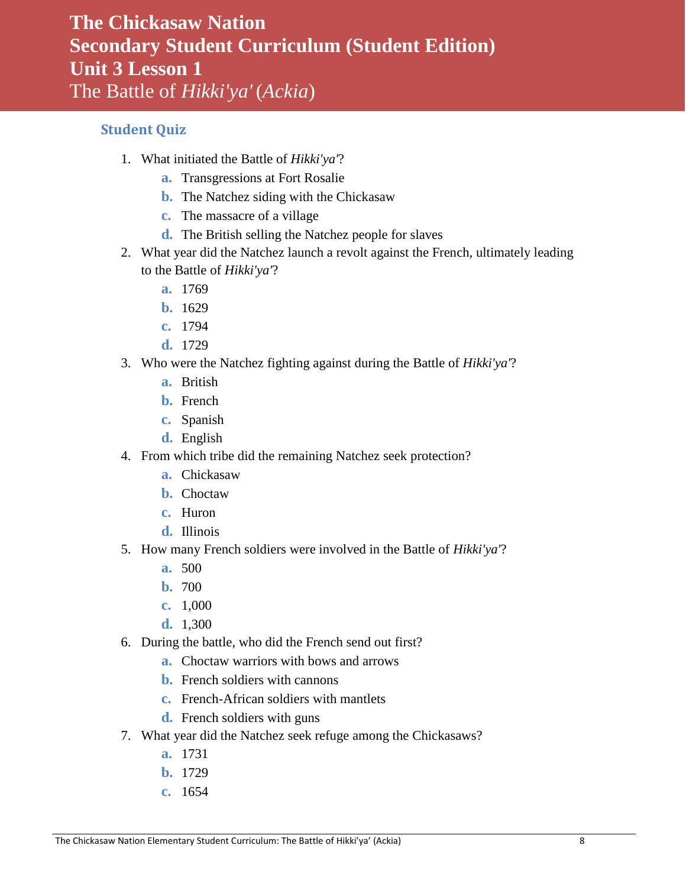# The Chickasaw Nation
# Secondary Student Curriculum (Student Edition)
# Unit 3 Lesson 1
# The Battle of *Hikki'ya'* (*Ackia*)

## Student Quiz

1. What initiated the Battle of *Hikki'ya'*?
   a. Transgressions at Fort Rosalie
   b. The Natchez siding with the Chickasaw
   c. The massacre of a village
   d. The British selling the Natchez people for slaves
2. What year did the Natchez launch a revolt against the French, ultimately leading to the Battle of *Hikki'ya'*?
   a. 1769
   b. 1629
   c. 1794
   d. 1729
3. Who were the Natchez fighting against during the Battle of *Hikki'ya'*?
   a. British
   b. French
   c. Spanish
   d. English
4. From which tribe did the remaining Natchez seek protection?
   a. Chickasaw
   b. Choctaw
   c. Huron
   d. Illinois
5. How many French soldiers were involved in the Battle of *Hikki'ya'*?
   a. 500
   b. 700
   c. 1,000
   d. 1,300
6. During the battle, who did the French send out first?
   a. Choctaw warriors with bows and arrows
   b. French soldiers with cannons
   c. French-African soldiers with mantlets
   d. French soldiers with guns
7. What year did the Natchez seek refuge among the Chickasaws?
   a. 1731
   b. 1729
   c. 1654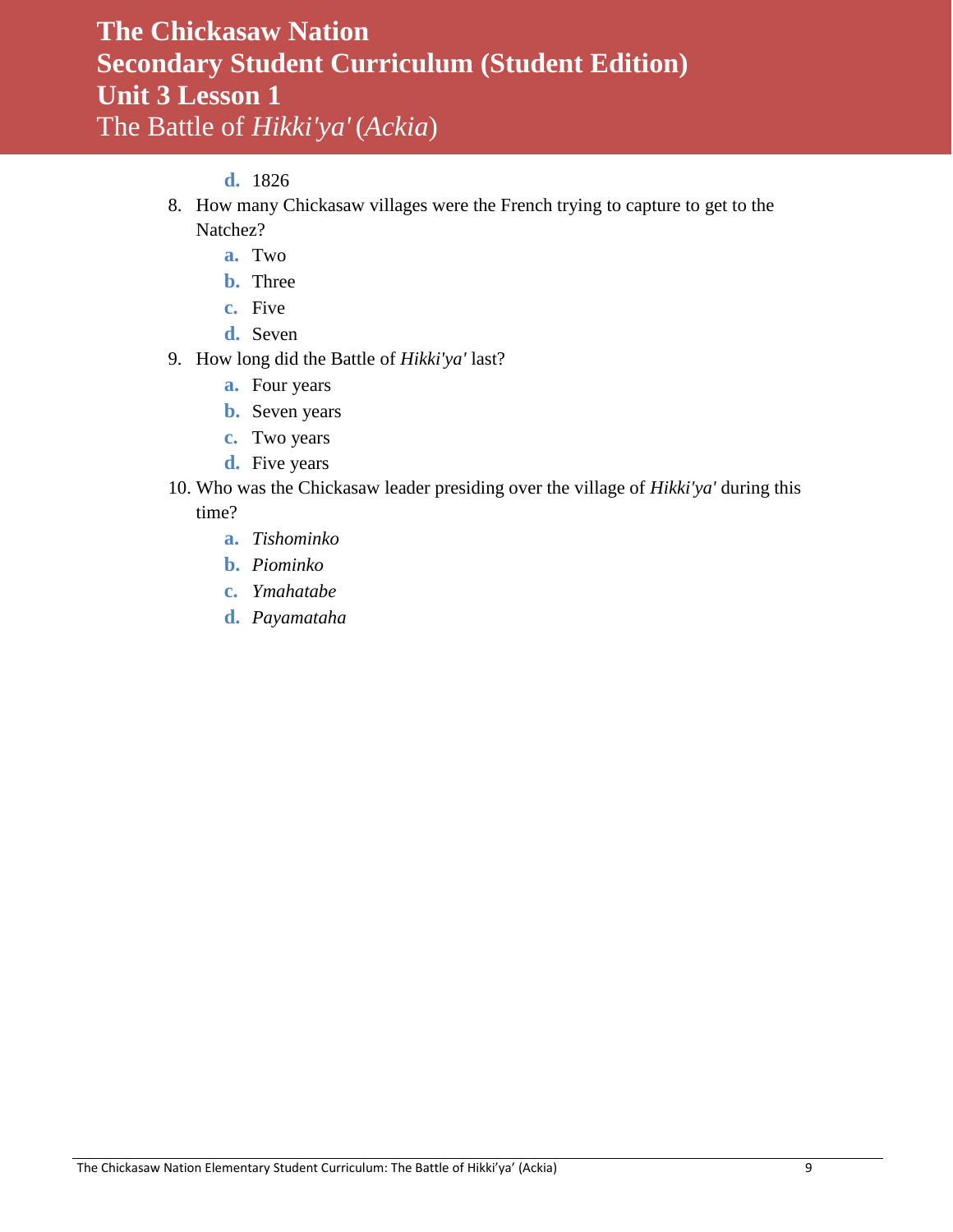d. 1826

8. How many Chickasaw villages were the French trying to capture to get to the Natchez?
   a. Two
   b. Three
   c. Five
   d. Seven
9. How long did the Battle of *Hikki'ya'* last?
   a. Four years
   b. Seven years
   c. Two years
   d. Five years
10. Who was the Chickasaw leader presiding over the village of *Hikki'ya'* during this time?
    a. *Tishominko*
    b. *Piominko*
    c. *Ymahatabe*
    d. *Payamataha*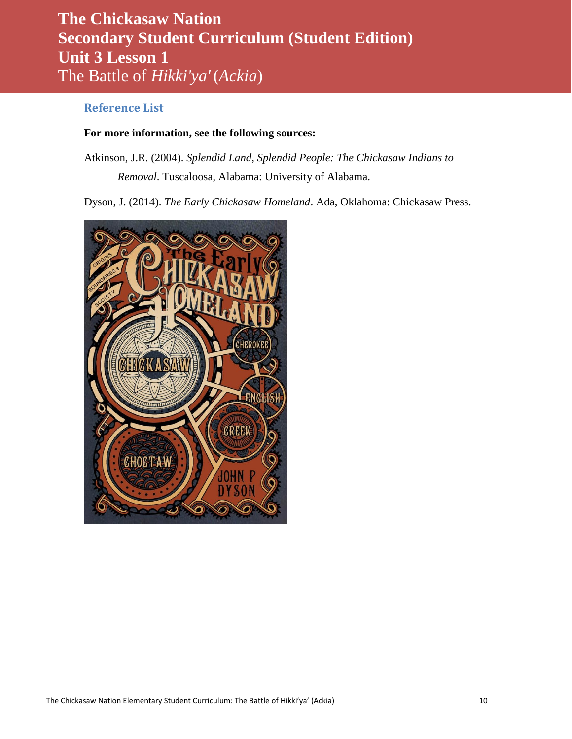# The Chickasaw Nation
# Secondary Student Curriculum (Student Edition)
# Unit 3 Lesson 1
## The Battle of *Hikki'ya'* (*Ackia*)

### Reference List

**For more information, see the following sources:**

Atkinson, J.R. (2004). *Splendid Land, Splendid People: The Chickasaw Indians to Removal*. Tuscaloosa, Alabama: University of Alabama.

Dyson, J. (2014). *The Early Chickasaw Homeland*. Ada, Oklahoma: Chickasaw Press.